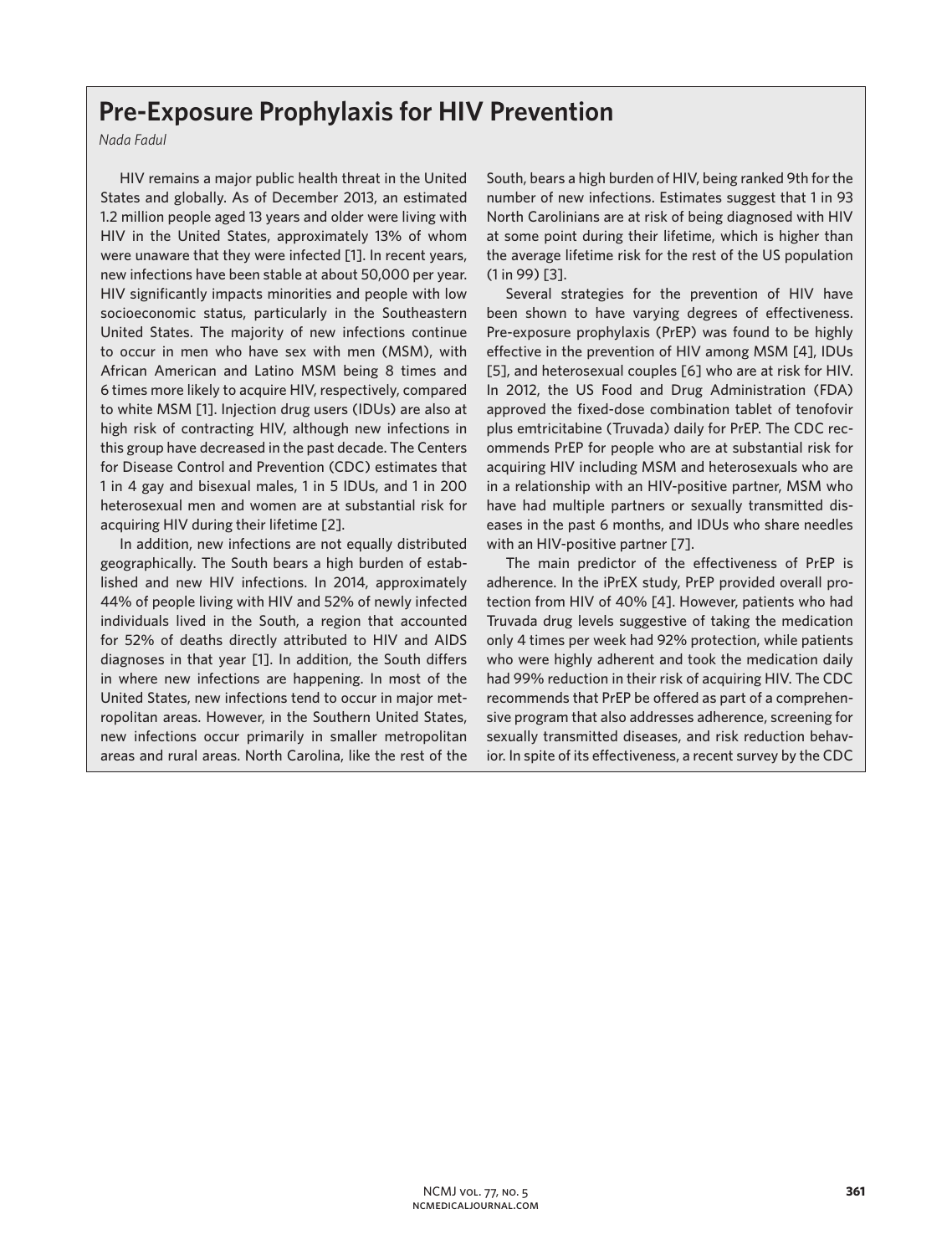# Pre-Exposure Prophylaxis for HIV Prevention

*Nada Fadul*

HIV remains a major public health threat in the United States and globally. As of December 2013, an estimated 1.2 million people aged 13 years and older were living with HIV in the United States, approximately 13% of whom were unaware that they were infected [1]. In recent years, new infections have been stable at about 50,000 per year. HIV significantly impacts minorities and people with low socioeconomic status, particularly in the Southeastern United States. The majority of new infections continue to occur in men who have sex with men (MSM), with African American and Latino MSM being 8 times and 6 times more likely to acquire HIV, respectively, compared to white MSM [1]. Injection drug users (IDUs) are also at high risk of contracting HIV, although new infections in this group have decreased in the past decade. The Centers for Disease Control and Prevention (CDC) estimates that 1 in 4 gay and bisexual males, 1 in 5 IDUs, and 1 in 200 heterosexual men and women are at substantial risk for acquiring HIV during their lifetime [2].

In addition, new infections are not equally distributed geographically. The South bears a high burden of established and new HIV infections. In 2014, approximately 44% of people living with HIV and 52% of newly infected individuals lived in the South, a region that accounted for 52% of deaths directly attributed to HIV and AIDS diagnoses in that year [1]. In addition, the South differs in where new infections are happening. In most of the United States, new infections tend to occur in major metropolitan areas. However, in the Southern United States, new infections occur primarily in smaller metropolitan areas and rural areas. North Carolina, like the rest of the South, bears a high burden of HIV, being ranked 9th for the number of new infections. Estimates suggest that 1 in 93 North Carolinians are at risk of being diagnosed with HIV at some point during their lifetime, which is higher than the average lifetime risk for the rest of the US population (1 in 99) [3].

Several strategies for the prevention of HIV have been shown to have varying degrees of effectiveness. Pre-exposure prophylaxis (PrEP) was found to be highly effective in the prevention of HIV among MSM [4], IDUs [5], and heterosexual couples [6] who are at risk for HIV. In 2012, the US Food and Drug Administration (FDA) approved the fixed-dose combination tablet of tenofovir plus emtricitabine (Truvada) daily for PrEP. The CDC recommends PrEP for people who are at substantial risk for acquiring HIV including MSM and heterosexuals who are in a relationship with an HIV-positive partner, MSM who have had multiple partners or sexually transmitted diseases in the past 6 months, and IDUs who share needles with an HIV-positive partner [7].

The main predictor of the effectiveness of PrEP is adherence. In the iPrEX study, PrEP provided overall protection from HIV of 40% [4]. However, patients who had Truvada drug levels suggestive of taking the medication only 4 times per week had 92% protection, while patients who were highly adherent and took the medication daily had 99% reduction in their risk of acquiring HIV. The CDC recommends that PrEP be offered as part of a comprehensive program that also addresses adherence, screening for sexually transmitted diseases, and risk reduction behavior. In spite of its effectiveness, a recent survey by the CDC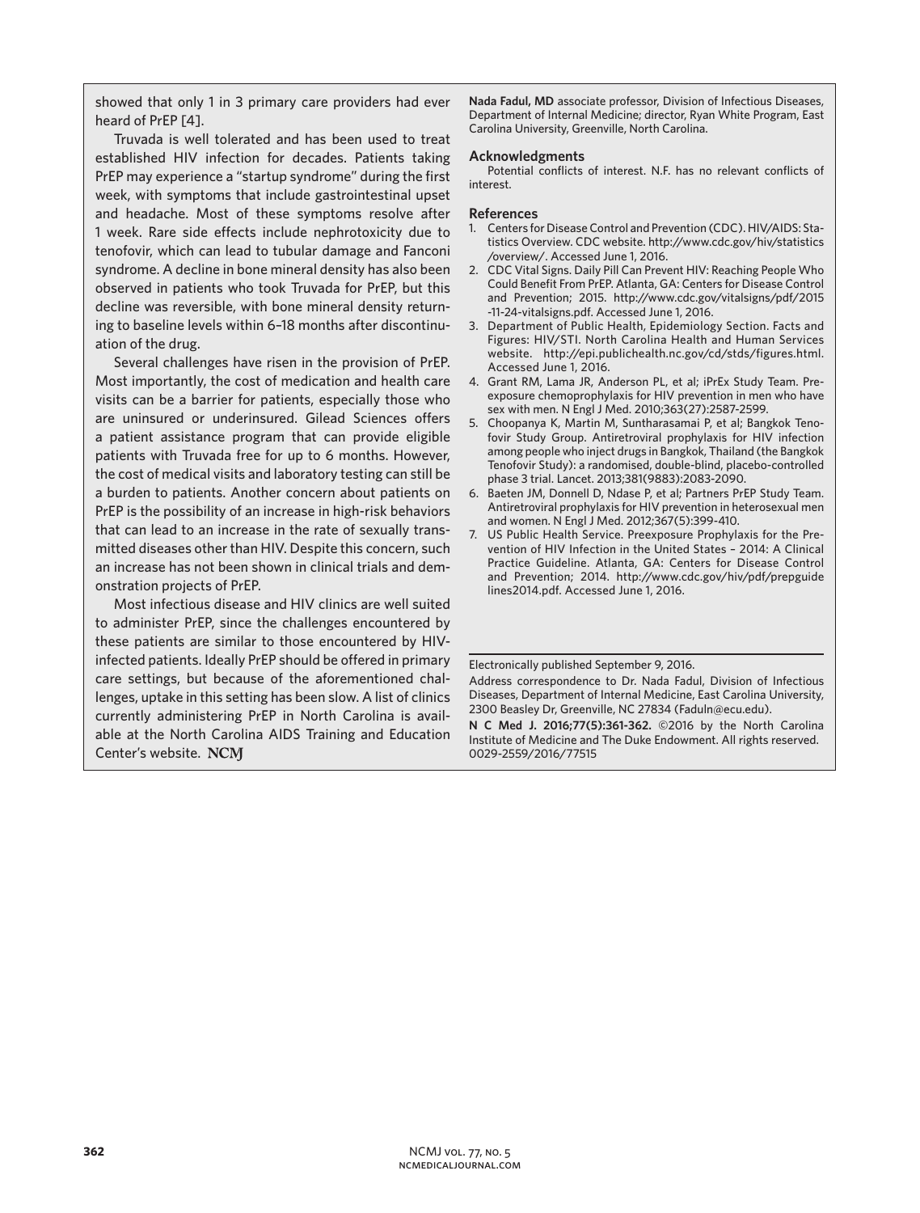showed that only 1 in 3 primary care providers had ever heard of PrEP [4].

Truvada is well tolerated and has been used to treat established HIV infection for decades. Patients taking PrEP may experience a "startup syndrome" during the first week, with symptoms that include gastrointestinal upset and headache. Most of these symptoms resolve after 1 week. Rare side effects include nephrotoxicity due to tenofovir, which can lead to tubular damage and Fanconi syndrome. A decline in bone mineral density has also been observed in patients who took Truvada for PrEP, but this decline was reversible, with bone mineral density returning to baseline levels within 6–18 months after discontinuation of the drug.

Several challenges have risen in the provision of PrEP. Most importantly, the cost of medication and health care visits can be a barrier for patients, especially those who are uninsured or underinsured. Gilead Sciences offers a patient assistance program that can provide eligible patients with Truvada free for up to 6 months. However, the cost of medical visits and laboratory testing can still be a burden to patients. Another concern about patients on PrEP is the possibility of an increase in high-risk behaviors that can lead to an increase in the rate of sexually transmitted diseases other than HIV. Despite this concern, such an increase has not been shown in clinical trials and demonstration projects of PrEP.

Most infectious disease and HIV clinics are well suited to administer PrEP, since the challenges encountered by these patients are similar to those encountered by HIV-infected patients. Ideally PrEP should be offered in primary care settings, but because of the aforementioned challenges, uptake in this setting has been slow. A list of clinics currently administering PrEP in North Carolina is available at the North Carolina AIDS Training and Education Center's website. NCMJ

**Nada Fadul, MD** associate professor, Division of Infectious Diseases, Department of Internal Medicine; director, Ryan White Program, East Carolina University, Greenville, North Carolina.

## Acknowledgments

Potential conflicts of interest. N.F. has no relevant conflicts of interest.

## References

1. Centers for Disease Control and Prevention (CDC). HIV/AIDS: Statistics Overview. CDC website. http://www.cdc.gov/hiv/statistics/overview/. Accessed June 1, 2016.
2. CDC Vital Signs. Daily Pill Can Prevent HIV: Reaching People Who Could Benefit From PrEP. Atlanta, GA: Centers for Disease Control and Prevention; 2015. http://www.cdc.gov/vitalsigns/pdf/2015-11-24-vitalsigns.pdf. Accessed June 1, 2016.
3. Department of Public Health, Epidemiology Section. Facts and Figures: HIV/STI. North Carolina Health and Human Services website. http://epi.publichealth.nc.gov/cd/stds/figures.html. Accessed June 1, 2016.
4. Grant RM, Lama JR, Anderson PL, et al; iPrEx Study Team. Preexposure chemoprophylaxis for HIV prevention in men who have sex with men. N Engl J Med. 2010;363(27):2587-2599.
5. Choopanya K, Martin M, Suntharasamai P, et al; Bangkok Tenofovir Study Group. Antiretroviral prophylaxis for HIV infection among people who inject drugs in Bangkok, Thailand (the Bangkok Tenofovir Study): a randomised, double-blind, placebo-controlled phase 3 trial. Lancet. 2013;381(9883):2083-2090.
6. Baeten JM, Donnell D, Ndase P, et al; Partners PrEP Study Team. Antiretroviral prophylaxis for HIV prevention in heterosexual men and women. N Engl J Med. 2012;367(5):399-410.
7. US Public Health Service. Preexposure Prophylaxis for the Prevention of HIV Infection in the United States – 2014: A Clinical Practice Guideline. Atlanta, GA: Centers for Disease Control and Prevention; 2014. http://www.cdc.gov/hiv/pdf/prepguidelines2014.pdf. Accessed June 1, 2016.

Electronically published September 9, 2016.

Address correspondence to Dr. Nada Fadul, Division of Infectious Diseases, Department of Internal Medicine, East Carolina University, 2300 Beasley Dr, Greenville, NC 27834 (Faduln@ecu.edu).

**N C Med J. 2016;77(5):361-362.** ©2016 by the North Carolina Institute of Medicine and The Duke Endowment. All rights reserved. 0029-2559/2016/77515